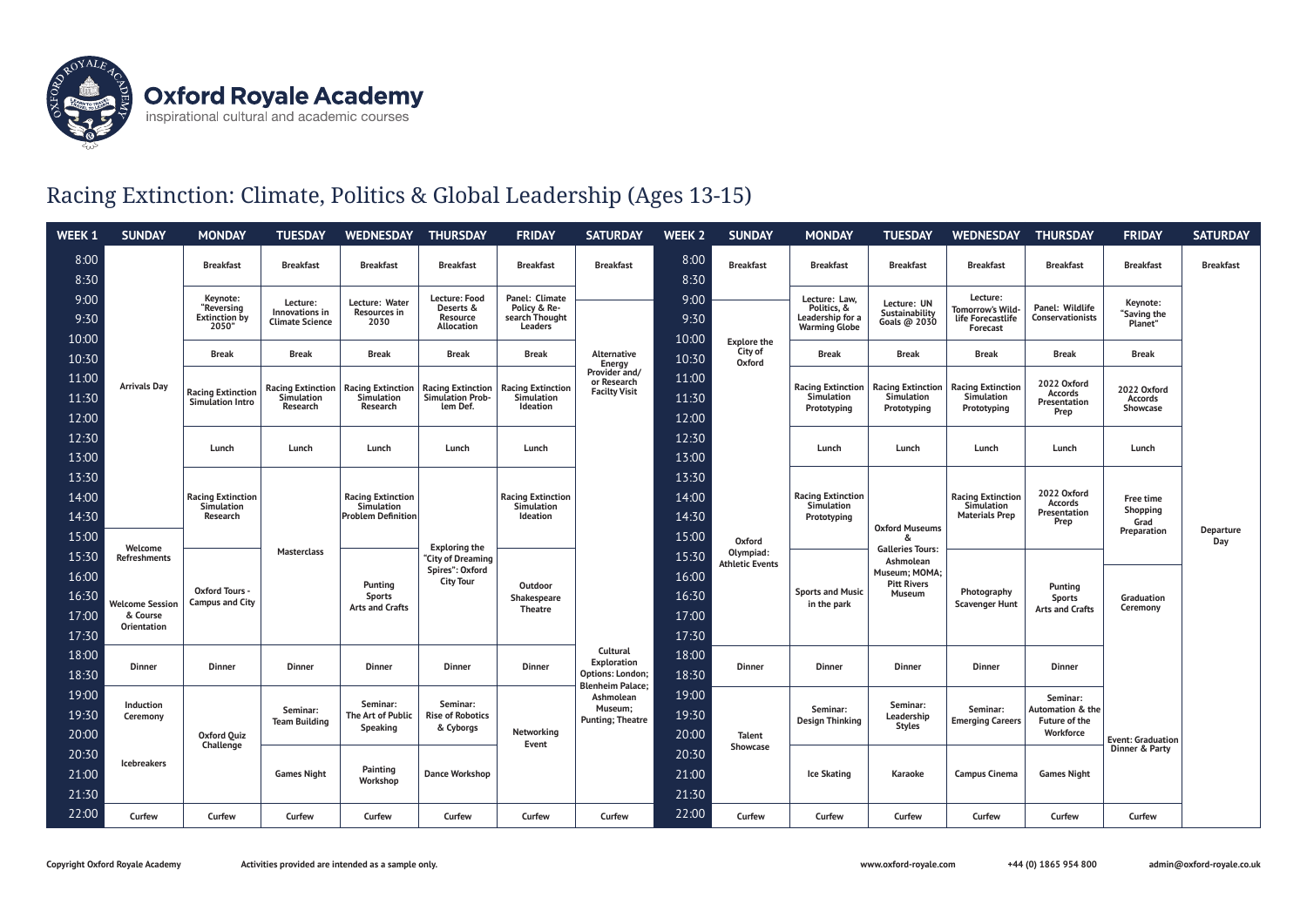# Oxford Royale Academy

inspirational cultural and academic courses

## Racing Extinction: Climate, Politics & Global Leadership (Ages 13-15)

### Week 1

| WEEK 1 | SUNDAY | MONDAY | TUESDAY | WEDNESDAY | THURSDAY | FRIDAY | SATURDAY |
|---|---|---|---|---|---|---|---|
| 8:00–8:30 | Arrivals Day | Breakfast | Breakfast | Breakfast | Breakfast | Breakfast | Breakfast |
| 9:00–10:00 | Arrivals Day | Keynote: "Reversing Extinction by 2050" | Lecture: Innovations in Climate Science | Lecture: Water Resources in 2030 | Lecture: Food Deserts & Resource Allocation | Panel: Climate Policy & Research Thought Leaders | Alternative Energy Provider and/or Research Facilty Visit |
| 10:30 | Arrivals Day | Break | Break | Break | Break | Break | Alternative Energy Provider and/or Research Facilty Visit |
| 11:00–12:00 | Arrivals Day | Racing Extinction Simulation Intro | Racing Extinction Simulation Research | Racing Extinction Simulation Research | Racing Extinction Simulation Problem Def. | Racing Extinction Simulation Ideation | Alternative Energy Provider and/or Research Facilty Visit |
| 12:30–13:00 | Arrivals Day | Lunch | Lunch | Lunch | Lunch | Lunch | Alternative Energy Provider and/or Research Facilty Visit |
| 13:30–15:00 | Arrivals Day | Racing Extinction Simulation Research | Masterclass | Racing Extinction Simulation Problem Definition | Exploring the "City of Dreaming Spires": Oxford City Tour | Racing Extinction Simulation Ideation | Alternative Energy Provider and/or Research Facilty Visit |
| 15:30 | Welcome Refreshments | Oxford Tours - Campus and City | Masterclass | Punting / Sports / Arts and Crafts | Exploring the "City of Dreaming Spires": Oxford City Tour | Outdoor Shakespeare Theatre | Alternative Energy Provider and/or Research Facilty Visit |
| 16:00–17:30 | Welcome Session & Course Orientation | Oxford Tours - Campus and City | Masterclass | Punting / Sports / Arts and Crafts | Exploring the "City of Dreaming Spires": Oxford City Tour | Outdoor Shakespeare Theatre | Alternative Energy Provider and/or Research Facilty Visit |
| 18:00–18:30 | Dinner | Dinner | Dinner | Dinner | Dinner | Dinner | Cultural Exploration Options: London; Blenheim Palace; Ashmolean Museum; Punting; Theatre |
| 19:00–20:00 | Induction Ceremony | Oxford Quiz Challenge | Seminar: Team Building | Seminar: The Art of Public Speaking | Seminar: Rise of Robotics & Cyborgs | Networking Event | Cultural Exploration Options: London; Blenheim Palace; Ashmolean Museum; Punting; Theatre |
| 20:30–21:30 | Icebreakers | Oxford Quiz Challenge | Games Night | Painting Workshop | Dance Workshop | Networking Event | Cultural Exploration Options: London; Blenheim Palace; Ashmolean Museum; Punting; Theatre |
| 22:00 | Curfew | Curfew | Curfew | Curfew | Curfew | Curfew | Curfew |

### Week 2

| WEEK 2 | SUNDAY | MONDAY | TUESDAY | WEDNESDAY | THURSDAY | FRIDAY | SATURDAY |
|---|---|---|---|---|---|---|---|
| 8:00–8:30 | Breakfast | Breakfast | Breakfast | Breakfast | Breakfast | Breakfast | Breakfast |
| 9:00–10:00 | Explore the City of Oxford | Lecture: Law, Politics, & Leadership for a Warming Globe | Lecture: UN Sustainability Goals @ 2030 | Lecture: Tomorrow's Wild-life Forecastlife Forecast | Panel: Wildlife Conservationists | Keynote: "Saving the Planet" | Departure Day |
| 10:30 | Explore the City of Oxford | Break | Break | Break | Break | Break | Departure Day |
| 11:00–12:00 | Explore the City of Oxford | Racing Extinction Simulation Prototyping | Racing Extinction Simulation Prototyping | Racing Extinction Simulation Prototyping | 2022 Oxford Accords Presentation Prep | 2022 Oxford Accords Showcase | Departure Day |
| 12:30–13:00 | Oxford Olympiad: Athletic Events | Lunch | Lunch | Lunch | Lunch | Lunch | Departure Day |
| 13:30–15:00 | Oxford Olympiad: Athletic Events | Racing Extinction Simulation Prototyping | Oxford Museums & Galleries Tours: Ashmolean Museum; MOMA; Pitt Rivers Museum | Racing Extinction Simulation Materials Prep | 2022 Oxford Accords Presentation Prep | Free time Shopping Grad Preparation | Departure Day |
| 15:30 | Oxford Olympiad: Athletic Events | Sports and Music in the park | Oxford Museums & Galleries Tours: Ashmolean Museum; MOMA; Pitt Rivers Museum | Photography Scavenger Hunt | Punting / Sports / Arts and Crafts | Free time Shopping Grad Preparation | Departure Day |
| 16:00–17:30 | Oxford Olympiad: Athletic Events | Sports and Music in the park | Oxford Museums & Galleries Tours: Ashmolean Museum; MOMA; Pitt Rivers Museum | Photography Scavenger Hunt | Punting / Sports / Arts and Crafts | Graduation Ceremony | Departure Day |
| 18:00–18:30 | Dinner | Dinner | Dinner | Dinner | Dinner | Event: Graduation Dinner & Party | Departure Day |
| 19:00–20:00 | Talent Showcase | Seminar: Design Thinking | Seminar: Leadership Styles | Seminar: Emerging Careers | Seminar: Automation & the Future of the Workforce | Event: Graduation Dinner & Party | Departure Day |
| 20:30–21:30 | Talent Showcase | Ice Skating | Karaoke | Campus Cinema | Games Night | Event: Graduation Dinner & Party | Departure Day |
| 22:00 | Curfew | Curfew | Curfew | Curfew | Curfew | Curfew | Departure Day |

Copyright Oxford Royale Academy — Activities provided are intended as a sample only. — www.oxford-royale.com — +44 (0) 1865 954 800 — admin@oxford-royale.co.uk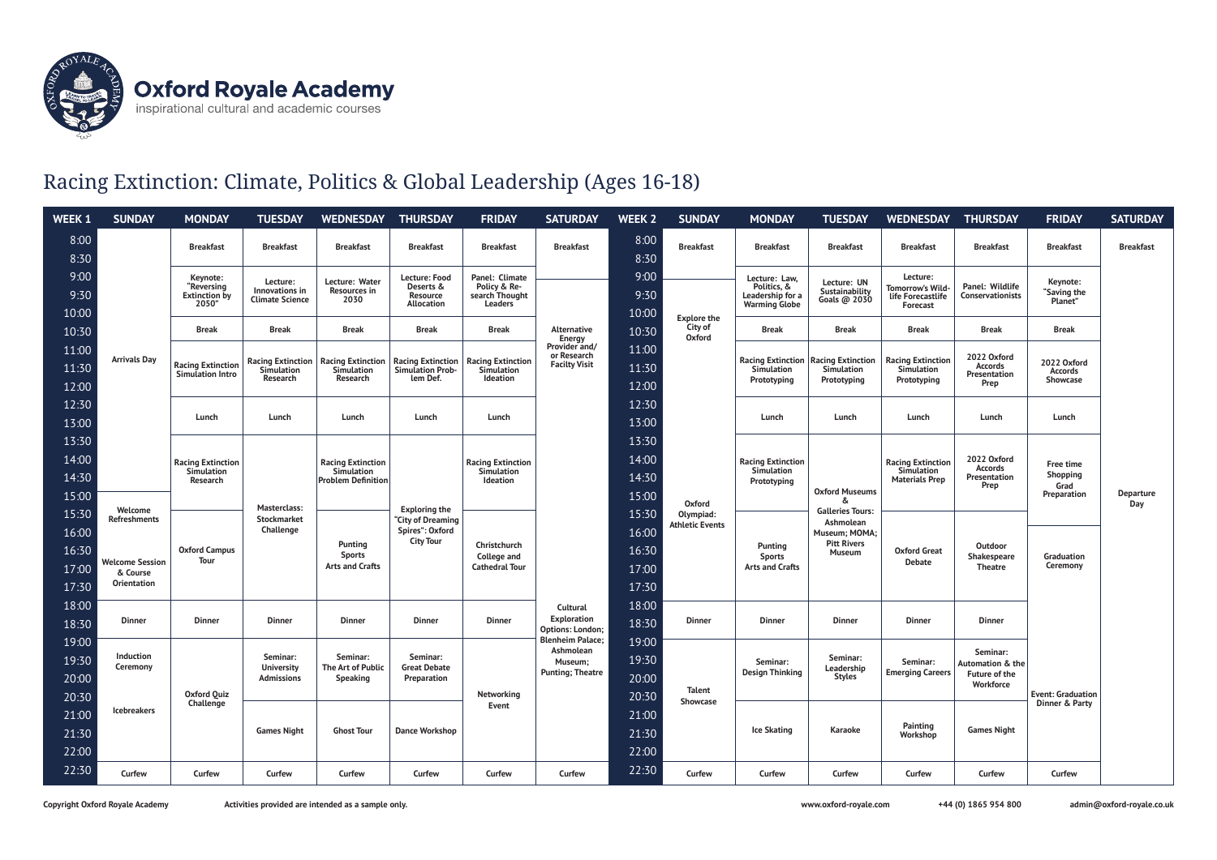**Oxford Royale Academy**
inspirational cultural and academic courses

# Racing Extinction: Climate, Politics & Global Leadership (Ages 16-18)

| WEEK 1 | SUNDAY | MONDAY | TUESDAY | WEDNESDAY | THURSDAY | FRIDAY | SATURDAY |
|---|---|---|---|---|---|---|---|
| 8:00–8:30 | Arrivals Day | Breakfast | Breakfast | Breakfast | Breakfast | Breakfast | Breakfast |
| 9:00–10:00 | | Keynote: "Reversing Extinction by 2050" | Lecture: Innovations in Climate Science | Lecture: Water Resources in 2030 | Lecture: Food Deserts & Resource Allocation | Panel: Climate Policy & Research Thought Leaders | Alternative Energy Provider and/or Research Facilty Visit |
| 10:30 | | Break | Break | Break | Break | Break | |
| 11:00–12:00 | | Racing Extinction Simulation Intro | Racing Extinction Simulation Research | Racing Extinction Simulation Research | Racing Extinction Simulation Problem Def. | Racing Extinction Simulation Ideation | |
| 12:30–13:00 | | Lunch | Lunch | Lunch | Lunch | Lunch | |
| 13:30–15:00 | | Racing Extinction Simulation Research | Masterclass: Stockmarket Challenge | Racing Extinction Simulation Problem Definition | Exploring the "City of Dreaming Spires": Oxford City Tour | Racing Extinction Simulation Ideation | |
| 15:30–17:30 | Welcome Refreshments; Welcome Session & Course Orientation | Oxford Campus Tour | | Punting Sports Arts and Crafts | | Christchurch College and Cathedral Tour | |
| 18:00–18:30 | Dinner | Dinner | Dinner | Dinner | Dinner | Dinner | Cultural Exploration Options: London; Blenheim Palace; Ashmolean Museum; Punting; Theatre |
| 19:00–20:30 | Induction Ceremony | Oxford Quiz Challenge | Seminar: University Admissions | Seminar: The Art of Public Speaking | Seminar: Great Debate Preparation | Networking Event | |
| 21:00–22:00 | Icebreakers | | Games Night | Ghost Tour | Dance Workshop | | |
| 22:30 | Curfew | Curfew | Curfew | Curfew | Curfew | Curfew | Curfew |

| WEEK 2 | SUNDAY | MONDAY | TUESDAY | WEDNESDAY | THURSDAY | FRIDAY | SATURDAY |
|---|---|---|---|---|---|---|---|
| 8:00–8:30 | Breakfast | Breakfast | Breakfast | Breakfast | Breakfast | Breakfast | Breakfast |
| 9:00–10:00 | Explore the City of Oxford | Lecture: Law, Politics, & Leadership for a Warming Globe | Lecture: UN Sustainability Goals @ 2030 | Lecture: Tomorrow's Wildlife Forecastlife Forecast | Panel: Wildlife Conservationists | Keynote: "Saving the Planet" | Departure Day |
| 10:30 | | Break | Break | Break | Break | Break | |
| 11:00–12:00 | | Racing Extinction Simulation Prototyping | Racing Extinction Simulation Prototyping | Racing Extinction Simulation Prototyping | 2022 Oxford Accords Presentation Prep | 2022 Oxford Accords Showcase | |
| 12:30–13:00 | Oxford Olympiad: Athletic Events | Lunch | Lunch | Lunch | Lunch | Lunch | |
| 13:30–15:00 | | Racing Extinction Simulation Prototyping | Oxford Museums & Galleries Tours: Ashmolean Museum; MOMA; Pitt Rivers Museum | Racing Extinction Simulation Materials Prep | 2022 Oxford Accords Presentation Prep | Free time Shopping Grad Preparation | |
| 15:30–17:30 | | Punting Sports Arts and Crafts | | Oxford Great Debate | Outdoor Shakespeare Theatre | Graduation Ceremony | |
| 18:00–18:30 | Dinner | Dinner | Dinner | Dinner | Dinner | Event: Graduation Dinner & Party | |
| 19:00–20:30 | Talent Showcase | Seminar: Design Thinking | Seminar: Leadership Styles | Seminar: Emerging Careers | Seminar: Automation & the Future of the Workforce | | |
| 21:00–22:00 | | Ice Skating | Karaoke | Painting Workshop | Games Night | | |
| 22:30 | Curfew | Curfew | Curfew | Curfew | Curfew | Curfew | |

Copyright Oxford Royale Academy — Activities provided are intended as a sample only. — www.oxford-royale.com — +44 (0) 1865 954 800 — admin@oxford-royale.co.uk